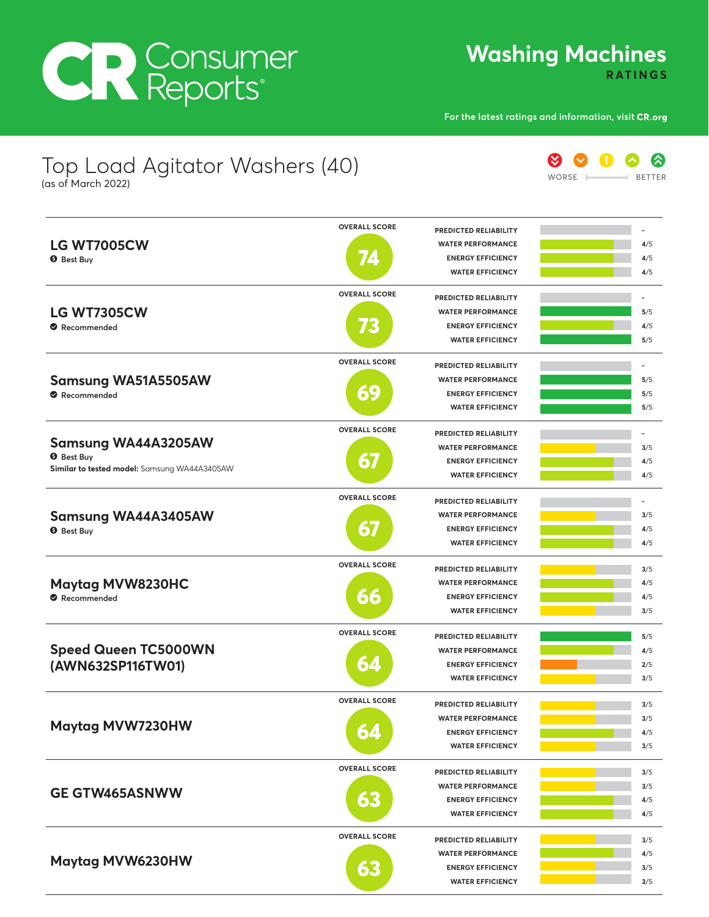# Consumer Reports

## Washing Machines

**RATINGS**

For the latest ratings and information, visit **CR.org**

## Top Load Agitator Washers (40)

(as of March 2022)

WORSE — BETTER

| Model | Overall Score | Predicted Reliability | Water Performance | Energy Efficiency | Water Efficiency |
|---|---|---|---|---|---|
| **LG WT7005CW** Best Buy | 74 | - | 4/5 | 4/5 | 4/5 |
| **LG WT7305CW** Recommended | 73 | - | 5/5 | 4/5 | 5/5 |
| **Samsung WA51A5505AW** Recommended | 69 | - | 5/5 | 5/5 | 5/5 |
| **Samsung WA44A3205AW** Best Buy; **Similar to tested model:** Samsung WA44A3405AW | 67 | - | 3/5 | 4/5 | 4/5 |
| **Samsung WA44A3405AW** Best Buy | 67 | - | 3/5 | 4/5 | 4/5 |
| **Maytag MVW8230HC** Recommended | 66 | 3/5 | 4/5 | 4/5 | 3/5 |
| **Speed Queen TC5000WN (AWN632SP116TW01)** | 64 | 5/5 | 4/5 | 2/5 | 3/5 |
| **Maytag MVW7230HW** | 64 | 3/5 | 3/5 | 4/5 | 3/5 |
| **GE GTW465ASNWW** | 63 | 3/5 | 3/5 | 4/5 | 4/5 |
| **Maytag MVW6230HW** | 63 | 3/5 | 4/5 | 3/5 | 3/5 |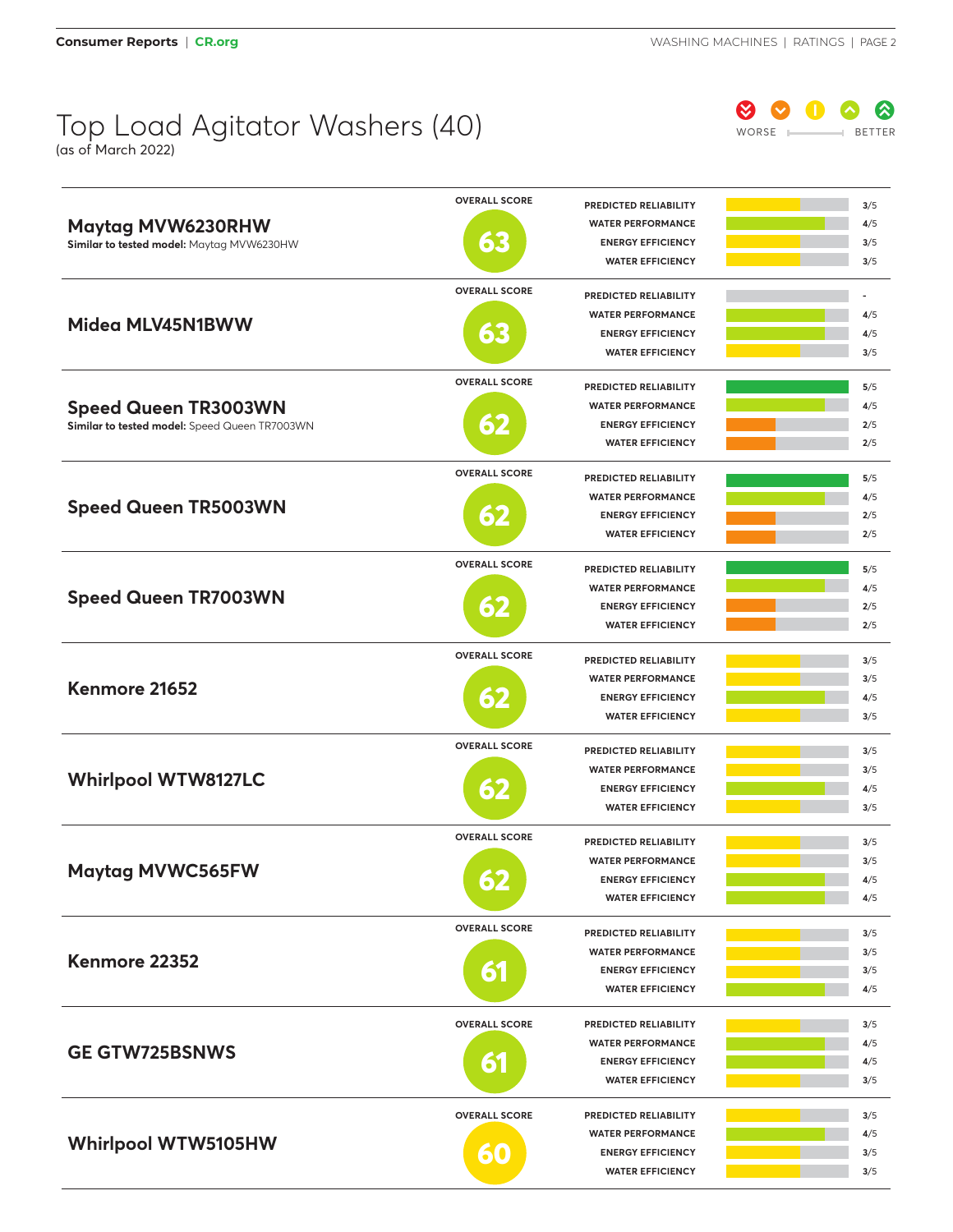# Top Load Agitator Washers (40)

(as of March 2022)

WORSE — BETTER

| Model | Overall Score | Predicted Reliability | Water Performance | Energy Efficiency | Water Efficiency |
|---|---|---|---|---|---|
| **Maytag MVW6230RHW**<br>**Similar to tested model:** Maytag MVW6230HW | 63 | 3/5 | 4/5 | 3/5 | 3/5 |
| **Midea MLV45N1BWW** | 63 | - | 4/5 | 4/5 | 3/5 |
| **Speed Queen TR3003WN**<br>**Similar to tested model:** Speed Queen TR7003WN | 62 | 5/5 | 4/5 | 2/5 | 2/5 |
| **Speed Queen TR5003WN** | 62 | 5/5 | 4/5 | 2/5 | 2/5 |
| **Speed Queen TR7003WN** | 62 | 5/5 | 4/5 | 2/5 | 2/5 |
| **Kenmore 21652** | 62 | 3/5 | 3/5 | 4/5 | 3/5 |
| **Whirlpool WTW8127LC** | 62 | 3/5 | 3/5 | 4/5 | 3/5 |
| **Maytag MVWC565FW** | 62 | 3/5 | 3/5 | 4/5 | 4/5 |
| **Kenmore 22352** | 61 | 3/5 | 3/5 | 3/5 | 4/5 |
| **GE GTW725BSNWS** | 61 | 3/5 | 4/5 | 4/5 | 3/5 |
| **Whirlpool WTW5105HW** | 60 | 3/5 | 4/5 | 3/5 | 3/5 |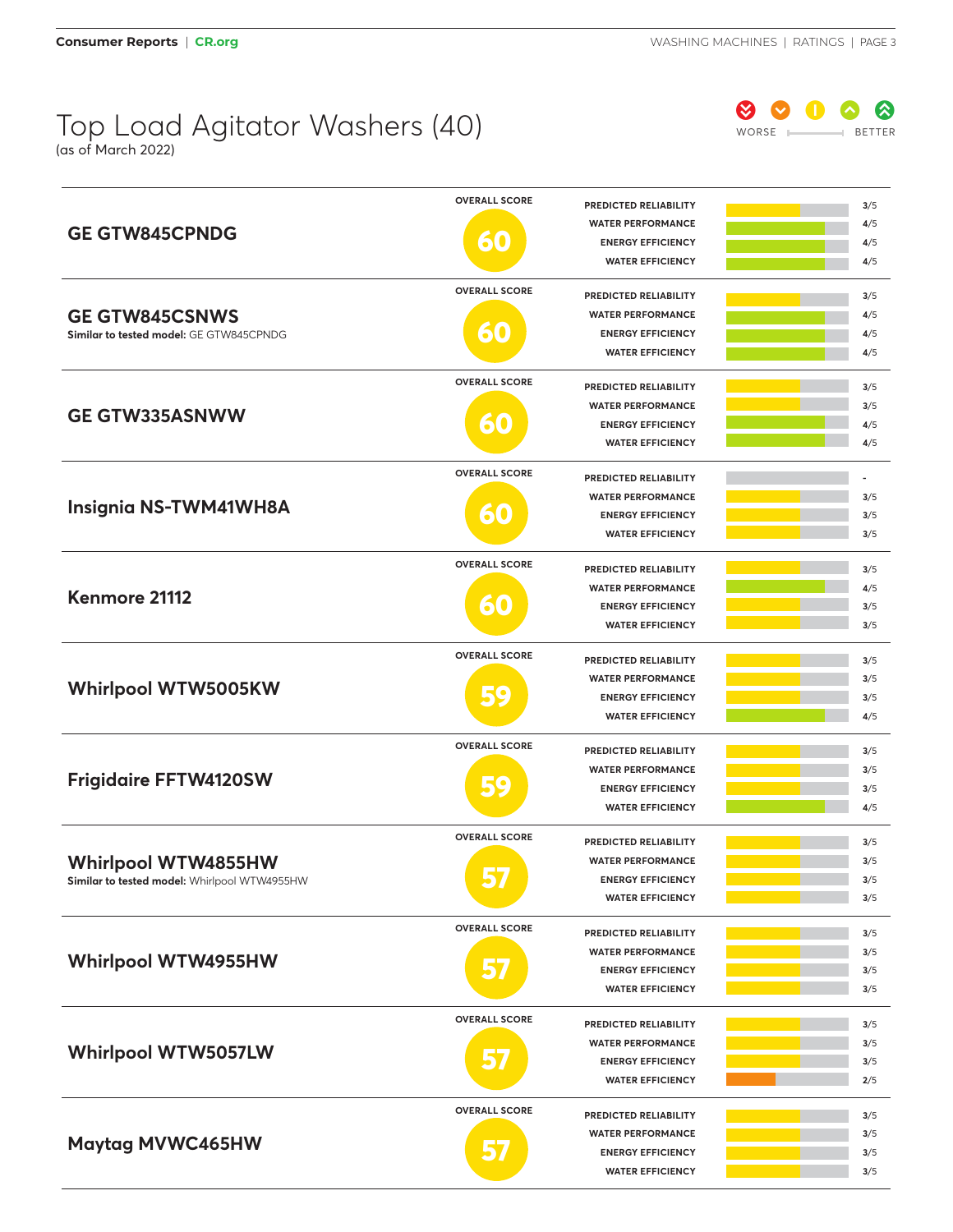# Top Load Agitator Washers (40)

(as of March 2022)

WORSE — BETTER

| Model | Overall Score | Predicted Reliability | Water Performance | Energy Efficiency | Water Efficiency |
|---|---|---|---|---|---|
| **GE GTW845CPNDG** | 60 | 3/5 | 4/5 | 4/5 | 4/5 |
| **GE GTW845CSNWS**<br>**Similar to tested model:** GE GTW845CPNDG | 60 | 3/5 | 4/5 | 4/5 | 4/5 |
| **GE GTW335ASNWW** | 60 | 3/5 | 3/5 | 4/5 | 4/5 |
| **Insignia NS-TWM41WH8A** | 60 | - | 3/5 | 3/5 | 3/5 |
| **Kenmore 21112** | 60 | 3/5 | 4/5 | 3/5 | 3/5 |
| **Whirlpool WTW5005KW** | 59 | 3/5 | 3/5 | 3/5 | 4/5 |
| **Frigidaire FFTW4120SW** | 59 | 3/5 | 3/5 | 3/5 | 4/5 |
| **Whirlpool WTW4855HW**<br>**Similar to tested model:** Whirlpool WTW4955HW | 57 | 3/5 | 3/5 | 3/5 | 3/5 |
| **Whirlpool WTW4955HW** | 57 | 3/5 | 3/5 | 3/5 | 3/5 |
| **Whirlpool WTW5057LW** | 57 | 3/5 | 3/5 | 3/5 | 2/5 |
| **Maytag MVWC465HW** | 57 | 3/5 | 3/5 | 3/5 | 3/5 |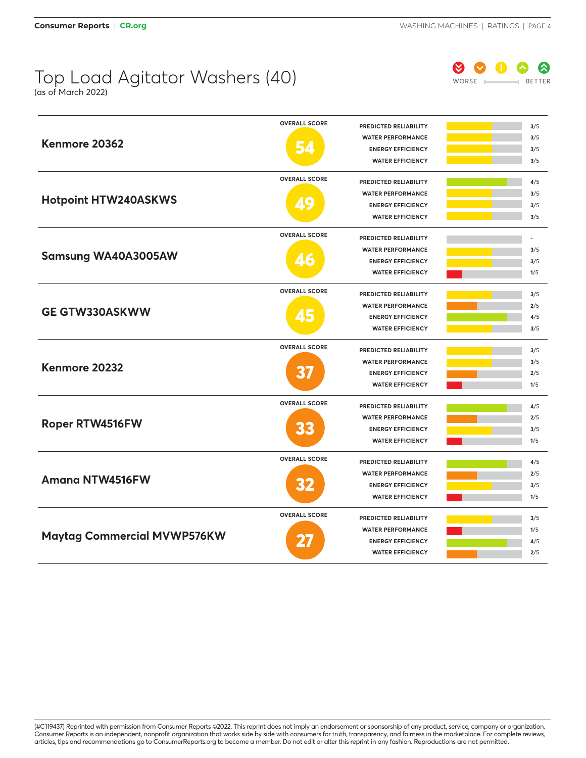# Top Load Agitator Washers (40)

(as of March 2022)

WORSE — BETTER

| Model | Overall Score | Predicted Reliability | Water Performance | Energy Efficiency | Water Efficiency |
|---|---|---|---|---|---|
| Kenmore 20362 | 54 | 3/5 | 3/5 | 3/5 | 3/5 |
| Hotpoint HTW240ASKWS | 49 | 4/5 | 3/5 | 3/5 | 3/5 |
| Samsung WA40A3005AW | 46 | - | 3/5 | 3/5 | 1/5 |
| GE GTW330ASKWW | 45 | 3/5 | 2/5 | 4/5 | 3/5 |
| Kenmore 20232 | 37 | 3/5 | 3/5 | 2/5 | 1/5 |
| Roper RTW4516FW | 33 | 4/5 | 2/5 | 3/5 | 1/5 |
| Amana NTW4516FW | 32 | 4/5 | 2/5 | 3/5 | 1/5 |
| Maytag Commercial MVWP576KW | 27 | 3/5 | 1/5 | 4/5 | 2/5 |

(#C119437) Reprinted with permission from Consumer Reports ©2022. This reprint does not imply an endorsement or sponsorship of any product, service, company or organization. Consumer Reports is an independent, nonprofit organization that works side by side with consumers for truth, transparency, and fairness in the marketplace. For complete reviews, articles, tips and recommendations go to ConsumerReports.org to become a member. Do not edit or alter this reprint in any fashion. Reproductions are not permitted.